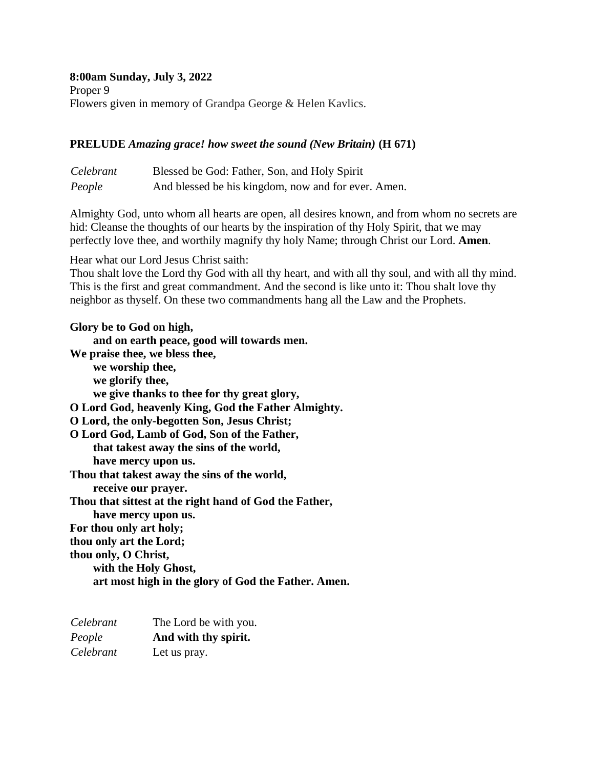**8:00am Sunday, July 3, 2022**
Proper 9
Flowers given in memory of Grandpa George & Helen Kavlics.

**PRELUDE** ***Amazing grace! how sweet the sound (New Britain)*** **(H 671)**

| | |
|---|---|
| *Celebrant* | Blessed be God: Father, Son, and Holy Spirit |
| *People* | And blessed be his kingdom, now and for ever. Amen. |

Almighty God, unto whom all hearts are open, all desires known, and from whom no secrets are hid: Cleanse the thoughts of our hearts by the inspiration of thy Holy Spirit, that we may perfectly love thee, and worthily magnify thy holy Name; through Christ our Lord. **Amen**.

Hear what our Lord Jesus Christ saith:
Thou shalt love the Lord thy God with all thy heart, and with all thy soul, and with all thy mind. This is the first and great commandment. And the second is like unto it: Thou shalt love thy neighbor as thyself. On these two commandments hang all the Law and the Prophets.

**Glory be to God on high,**
**and on earth peace, good will towards men.**
**We praise thee, we bless thee,**
**we worship thee,**
**we glorify thee,**
**we give thanks to thee for thy great glory,**
**O Lord God, heavenly King, God the Father Almighty.**
**O Lord, the only-begotten Son, Jesus Christ;**
**O Lord God, Lamb of God, Son of the Father,**
**that takest away the sins of the world,**
**have mercy upon us.**
**Thou that takest away the sins of the world,**
**receive our prayer.**
**Thou that sittest at the right hand of God the Father,**
**have mercy upon us.**
**For thou only art holy;**
**thou only art the Lord;**
**thou only, O Christ,**
**with the Holy Ghost,**
**art most high in the glory of God the Father. Amen.**

| | |
|---|---|
| *Celebrant* | The Lord be with you. |
| *People* | **And with thy spirit.** |
| *Celebrant* | Let us pray. |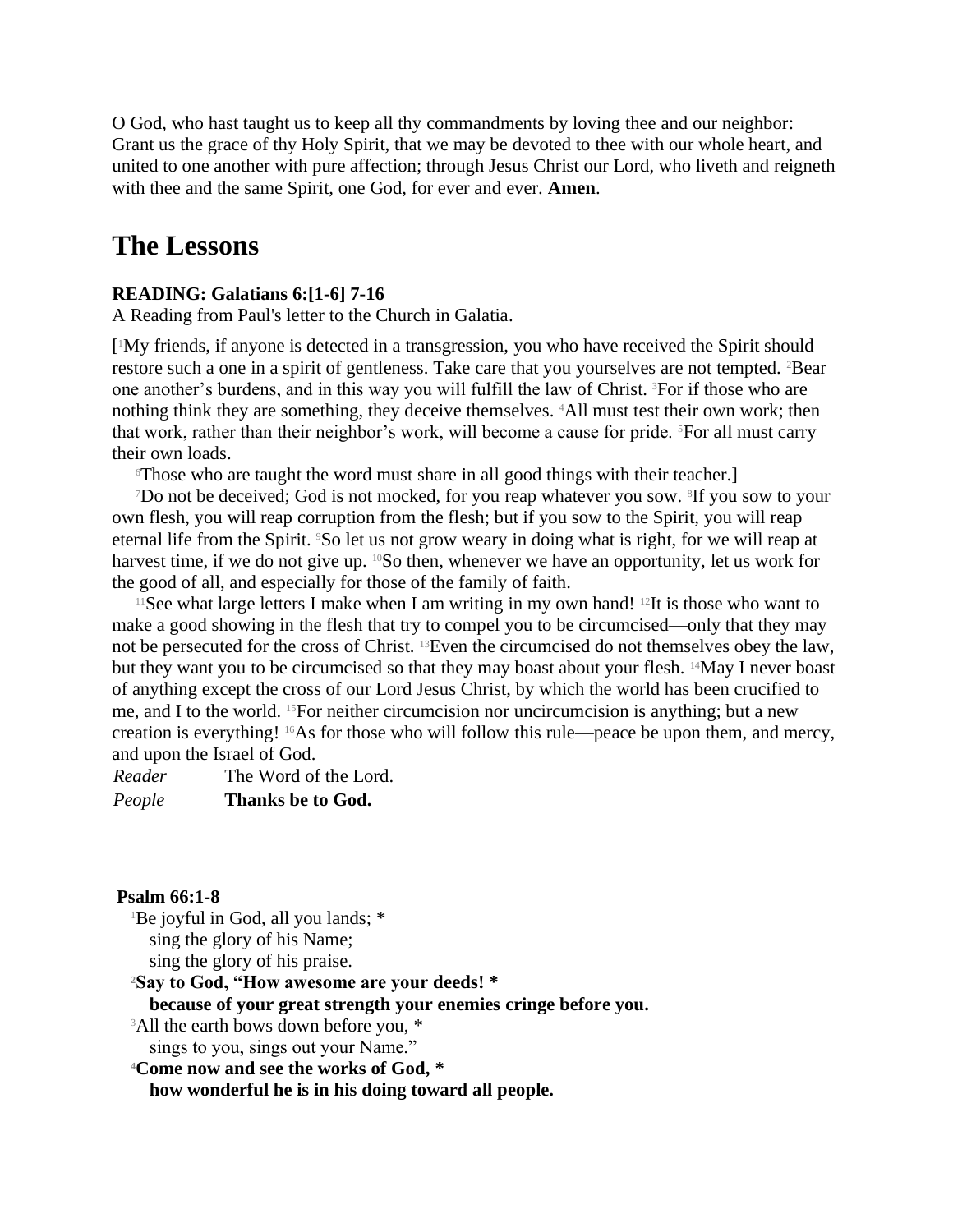O God, who hast taught us to keep all thy commandments by loving thee and our neighbor: Grant us the grace of thy Holy Spirit, that we may be devoted to thee with our whole heart, and united to one another with pure affection; through Jesus Christ our Lord, who liveth and reigneth with thee and the same Spirit, one God, for ever and ever. **Amen**.

# The Lessons

**READING: Galatians 6:[1-6] 7-16**

A Reading from Paul's letter to the Church in Galatia.

[1My friends, if anyone is detected in a transgression, you who have received the Spirit should restore such a one in a spirit of gentleness. Take care that you yourselves are not tempted. 2Bear one another's burdens, and in this way you will fulfill the law of Christ. 3For if those who are nothing think they are something, they deceive themselves. 4All must test their own work; then that work, rather than their neighbor's work, will become a cause for pride. 5For all must carry their own loads.

6Those who are taught the word must share in all good things with their teacher.]

7Do not be deceived; God is not mocked, for you reap whatever you sow. 8If you sow to your own flesh, you will reap corruption from the flesh; but if you sow to the Spirit, you will reap eternal life from the Spirit. 9So let us not grow weary in doing what is right, for we will reap at harvest time, if we do not give up. 10So then, whenever we have an opportunity, let us work for the good of all, and especially for those of the family of faith.

11See what large letters I make when I am writing in my own hand! 12It is those who want to make a good showing in the flesh that try to compel you to be circumcised—only that they may not be persecuted for the cross of Christ. 13Even the circumcised do not themselves obey the law, but they want you to be circumcised so that they may boast about your flesh. 14May I never boast of anything except the cross of our Lord Jesus Christ, by which the world has been crucified to me, and I to the world. 15For neither circumcision nor uncircumcision is anything; but a new creation is everything! 16As for those who will follow this rule—peace be upon them, and mercy, and upon the Israel of God.

*Reader* The Word of the Lord.
*People* **Thanks be to God.**

**Psalm 66:1-8**

1Be joyful in God, all you lands; *
sing the glory of his Name;
sing the glory of his praise.

**2Say to God, "How awesome are your deeds! ***
**because of your great strength your enemies cringe before you.**

3All the earth bows down before you, *
sings to you, sings out your Name."

**4Come now and see the works of God, ***
**how wonderful he is in his doing toward all people.**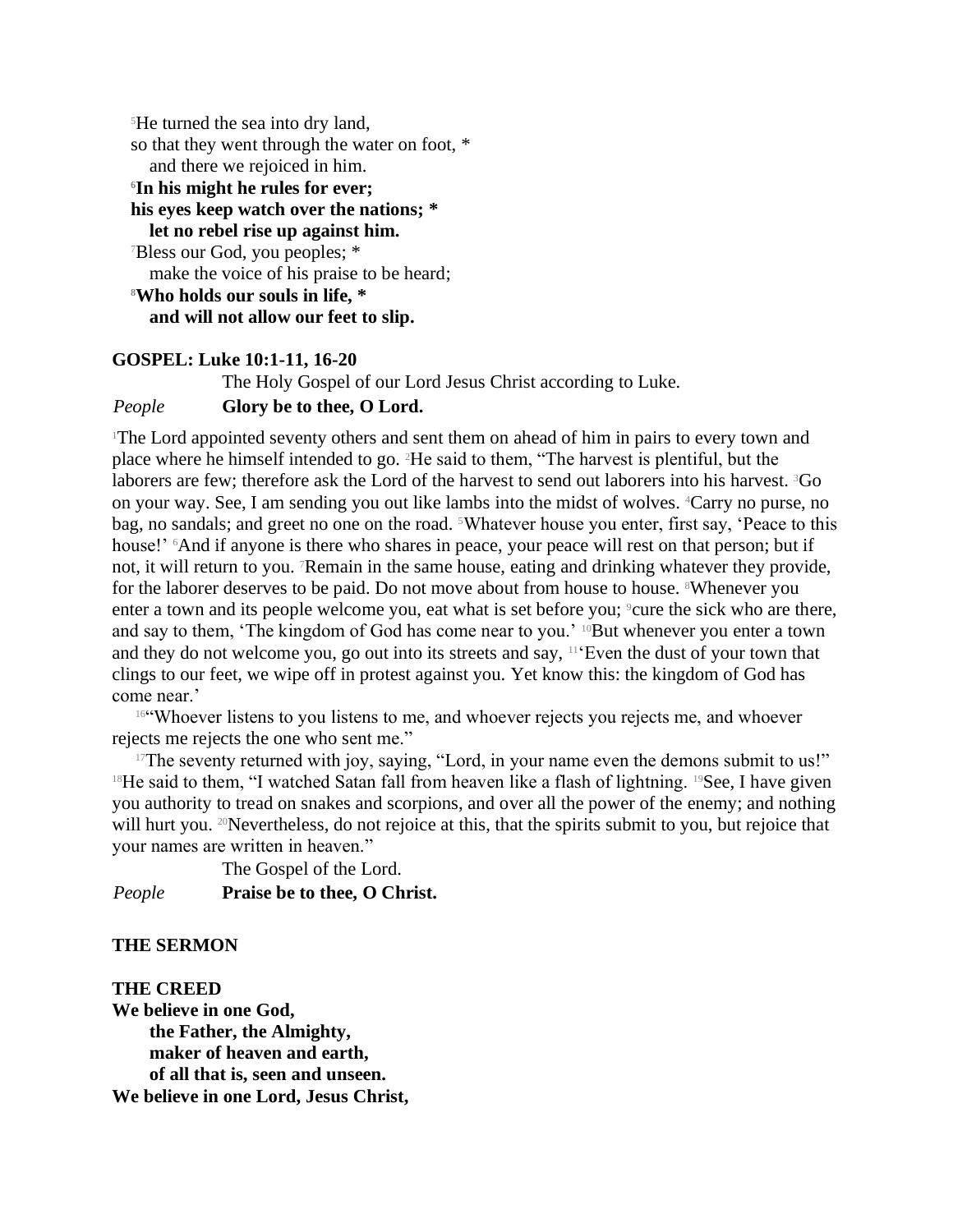[5]He turned the sea into dry land,
so that they went through the water on foot, *
  and there we rejoiced in him.
[6]**In his might he rules for ever;**
**his eyes keep watch over the nations; ***
  **let no rebel rise up against him.**
[7]Bless our God, you peoples; *
  make the voice of his praise to be heard;
[8]**Who holds our souls in life, ***
  **and will not allow our feet to slip.**

**GOSPEL: Luke 10:1-11, 16-20**

The Holy Gospel of our Lord Jesus Christ according to Luke.

*People* **Glory be to thee, O Lord.**

[1]The Lord appointed seventy others and sent them on ahead of him in pairs to every town and place where he himself intended to go. [2]He said to them, "The harvest is plentiful, but the laborers are few; therefore ask the Lord of the harvest to send out laborers into his harvest. [3]Go on your way. See, I am sending you out like lambs into the midst of wolves. [4]Carry no purse, no bag, no sandals; and greet no one on the road. [5]Whatever house you enter, first say, 'Peace to this house!' [6]And if anyone is there who shares in peace, your peace will rest on that person; but if not, it will return to you. [7]Remain in the same house, eating and drinking whatever they provide, for the laborer deserves to be paid. Do not move about from house to house. [8]Whenever you enter a town and its people welcome you, eat what is set before you; [9]cure the sick who are there, and say to them, 'The kingdom of God has come near to you.' [10]But whenever you enter a town and they do not welcome you, go out into its streets and say, [11]'Even the dust of your town that clings to our feet, we wipe off in protest against you. Yet know this: the kingdom of God has come near.'

[16]"Whoever listens to you listens to me, and whoever rejects you rejects me, and whoever rejects me rejects the one who sent me."

[17]The seventy returned with joy, saying, "Lord, in your name even the demons submit to us!" [18]He said to them, "I watched Satan fall from heaven like a flash of lightning. [19]See, I have given you authority to tread on snakes and scorpions, and over all the power of the enemy; and nothing will hurt you. [20]Nevertheless, do not rejoice at this, that the spirits submit to you, but rejoice that your names are written in heaven."

The Gospel of the Lord.

*People* **Praise be to thee, O Christ.**

**THE SERMON**

**THE CREED**

**We believe in one God,**
  **the Father, the Almighty,**
  **maker of heaven and earth,**
  **of all that is, seen and unseen.**
**We believe in one Lord, Jesus Christ,**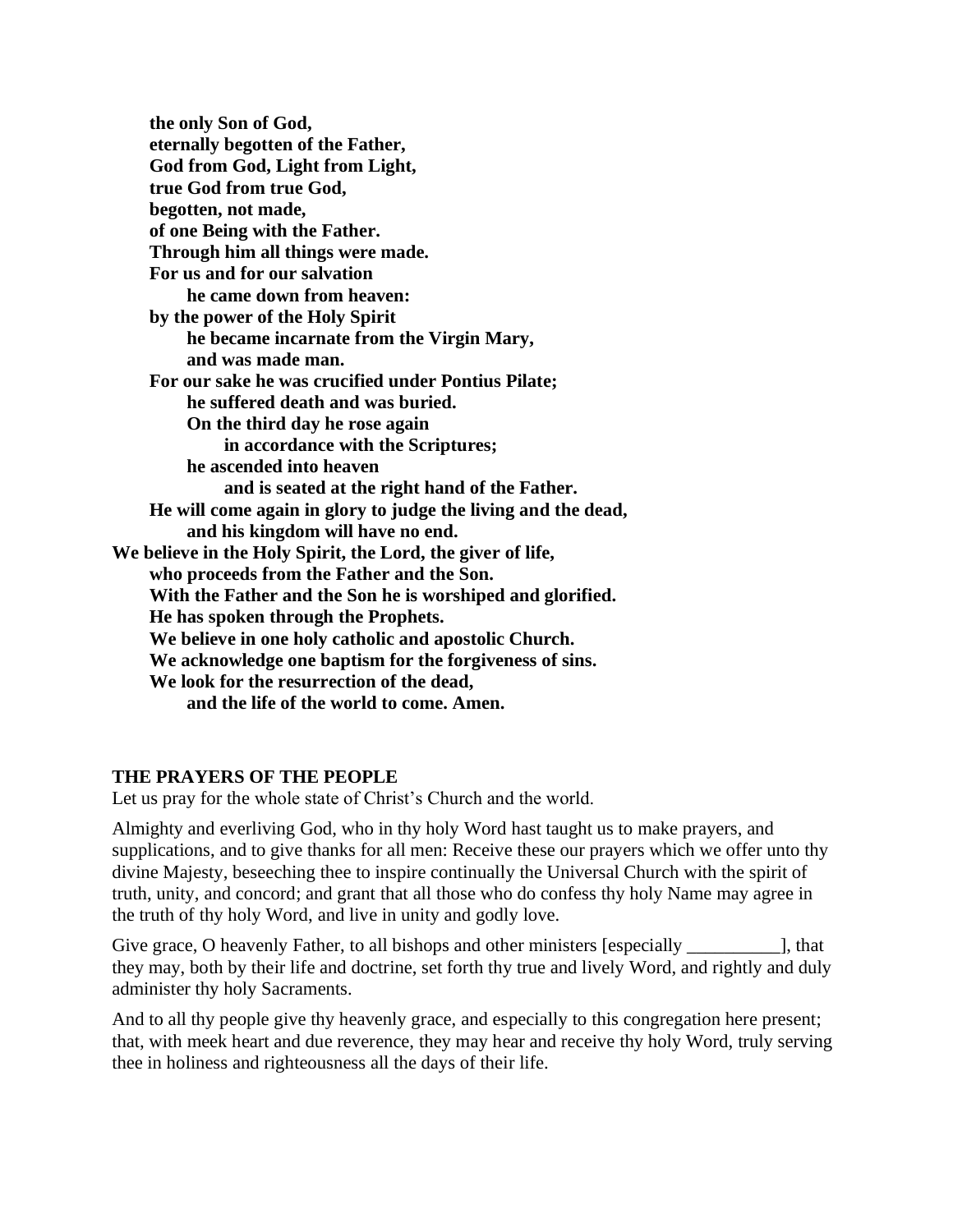**the only Son of God,**
**eternally begotten of the Father,**
**God from God, Light from Light,**
**true God from true God,**
**begotten, not made,**
**of one Being with the Father.**
**Through him all things were made.**
**For us and for our salvation**
**he came down from heaven:**
**by the power of the Holy Spirit**
**he became incarnate from the Virgin Mary,**
**and was made man.**
**For our sake he was crucified under Pontius Pilate;**
**he suffered death and was buried.**
**On the third day he rose again**
**in accordance with the Scriptures;**
**he ascended into heaven**
**and is seated at the right hand of the Father.**
**He will come again in glory to judge the living and the dead,**
**and his kingdom will have no end.**
**We believe in the Holy Spirit, the Lord, the giver of life,**
**who proceeds from the Father and the Son.**
**With the Father and the Son he is worshiped and glorified.**
**He has spoken through the Prophets.**
**We believe in one holy catholic and apostolic Church.**
**We acknowledge one baptism for the forgiveness of sins.**
**We look for the resurrection of the dead,**
**and the life of the world to come. Amen.**

**THE PRAYERS OF THE PEOPLE**

Let us pray for the whole state of Christ's Church and the world.

Almighty and everliving God, who in thy holy Word hast taught us to make prayers, and supplications, and to give thanks for all men: Receive these our prayers which we offer unto thy divine Majesty, beseeching thee to inspire continually the Universal Church with the spirit of truth, unity, and concord; and grant that all those who do confess thy holy Name may agree in the truth of thy holy Word, and live in unity and godly love.

Give grace, O heavenly Father, to all bishops and other ministers [especially __________], that they may, both by their life and doctrine, set forth thy true and lively Word, and rightly and duly administer thy holy Sacraments.

And to all thy people give thy heavenly grace, and especially to this congregation here present; that, with meek heart and due reverence, they may hear and receive thy holy Word, truly serving thee in holiness and righteousness all the days of their life.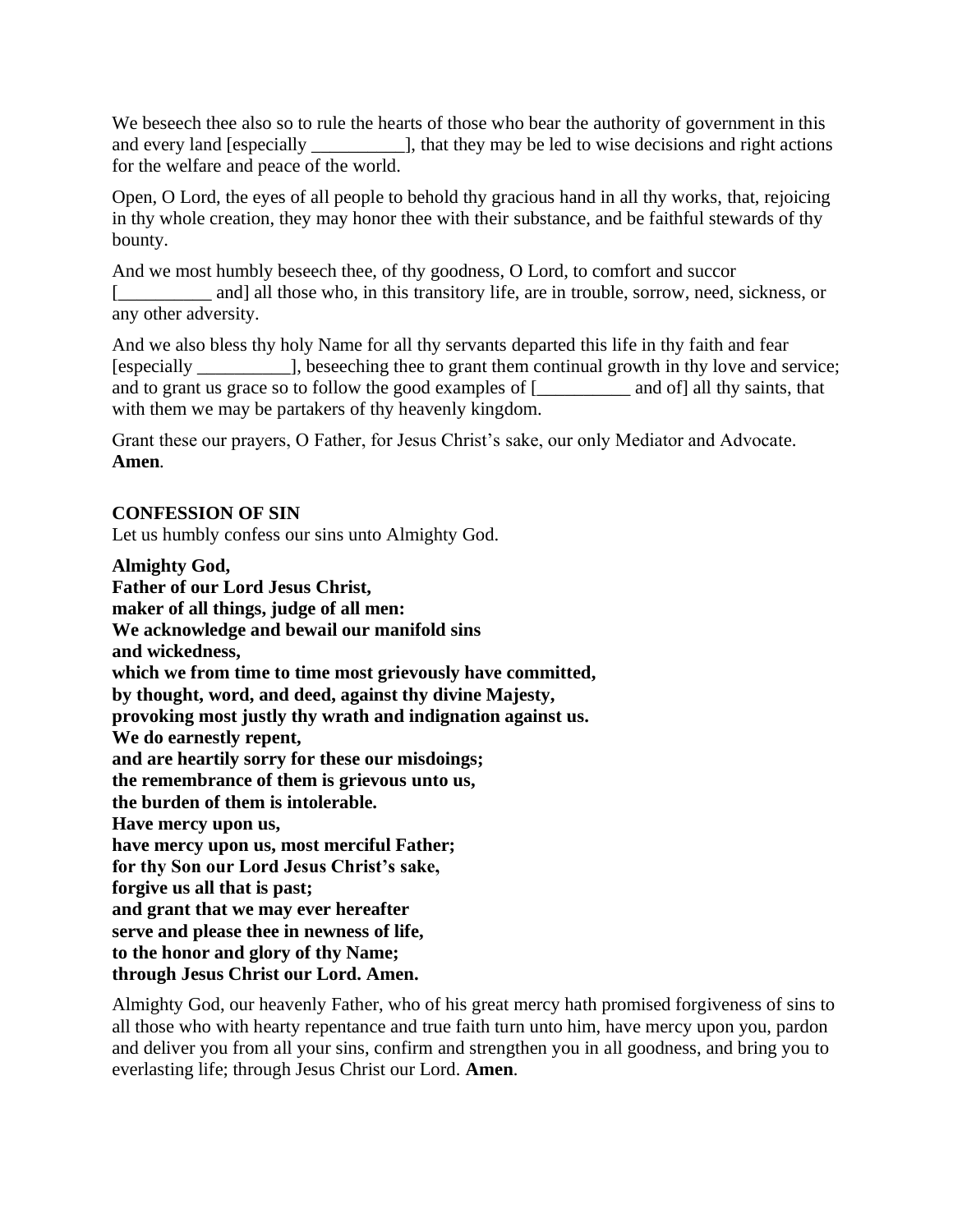We beseech thee also so to rule the hearts of those who bear the authority of government in this and every land [especially __________], that they may be led to wise decisions and right actions for the welfare and peace of the world.

Open, O Lord, the eyes of all people to behold thy gracious hand in all thy works, that, rejoicing in thy whole creation, they may honor thee with their substance, and be faithful stewards of thy bounty.

And we most humbly beseech thee, of thy goodness, O Lord, to comfort and succor [__________ and] all those who, in this transitory life, are in trouble, sorrow, need, sickness, or any other adversity.

And we also bless thy holy Name for all thy servants departed this life in thy faith and fear [especially __________], beseeching thee to grant them continual growth in thy love and service; and to grant us grace so to follow the good examples of [__________ and of] all thy saints, that with them we may be partakers of thy heavenly kingdom.

Grant these our prayers, O Father, for Jesus Christ's sake, our only Mediator and Advocate. **Amen**.

**CONFESSION OF SIN**

Let us humbly confess our sins unto Almighty God.

**Almighty God,**
**Father of our Lord Jesus Christ,**
**maker of all things, judge of all men:**
**We acknowledge and bewail our manifold sins**
**and wickedness,**
**which we from time to time most grievously have committed,**
**by thought, word, and deed, against thy divine Majesty,**
**provoking most justly thy wrath and indignation against us.**
**We do earnestly repent,**
**and are heartily sorry for these our misdoings;**
**the remembrance of them is grievous unto us,**
**the burden of them is intolerable.**
**Have mercy upon us,**
**have mercy upon us, most merciful Father;**
**for thy Son our Lord Jesus Christ's sake,**
**forgive us all that is past;**
**and grant that we may ever hereafter**
**serve and please thee in newness of life,**
**to the honor and glory of thy Name;**
**through Jesus Christ our Lord. Amen.**

Almighty God, our heavenly Father, who of his great mercy hath promised forgiveness of sins to all those who with hearty repentance and true faith turn unto him, have mercy upon you, pardon and deliver you from all your sins, confirm and strengthen you in all goodness, and bring you to everlasting life; through Jesus Christ our Lord. **Amen**.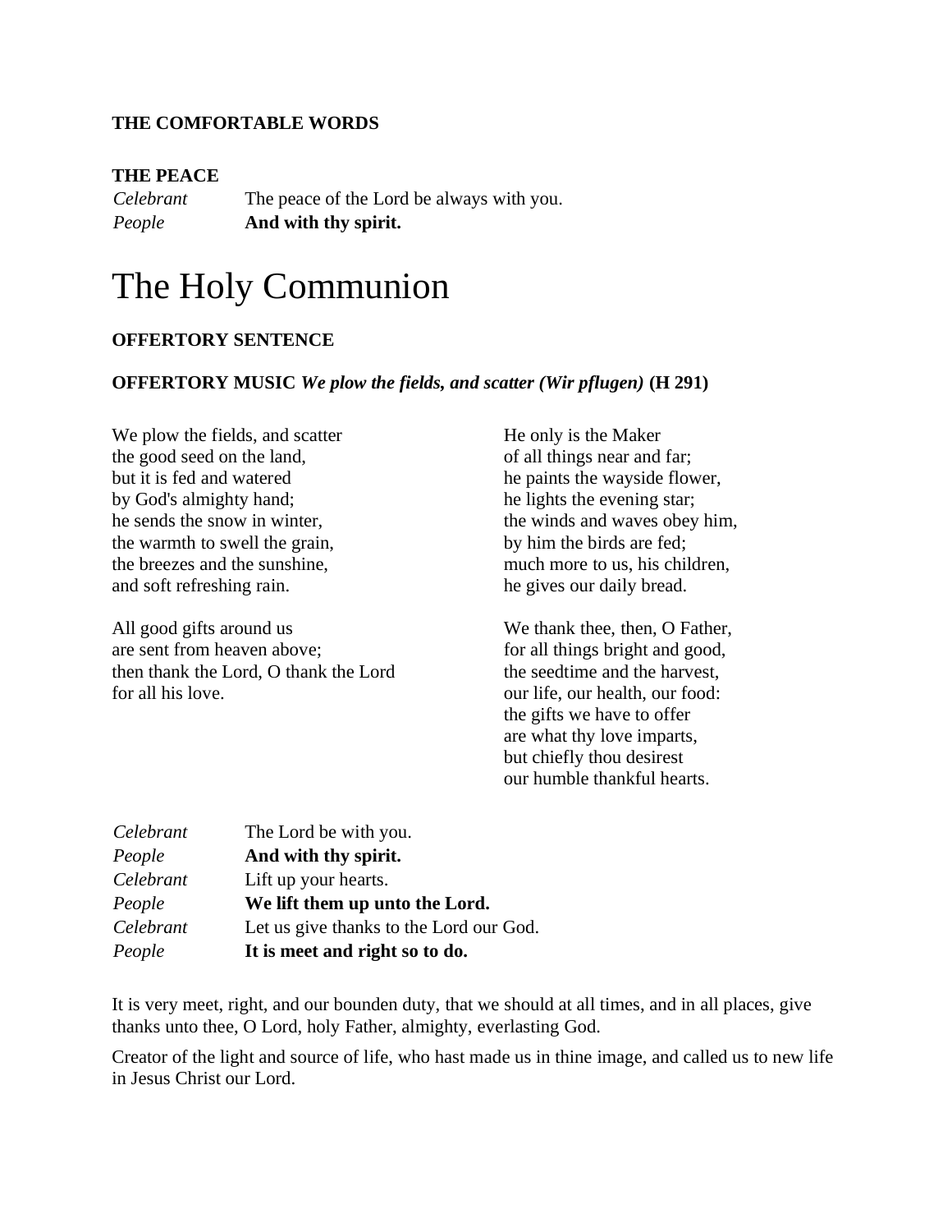**THE COMFORTABLE WORDS**

**THE PEACE**

*Celebrant* The peace of the Lord be always with you.
*People* **And with thy spirit.**

# The Holy Communion

**OFFERTORY SENTENCE**

**OFFERTORY MUSIC** ***We plow the fields, and scatter (Wir pflugen)*** **(H 291)**

We plow the fields, and scatter
the good seed on the land,
but it is fed and watered
by God's almighty hand;
he sends the snow in winter,
the warmth to swell the grain,
the breezes and the sunshine,
and soft refreshing rain.

All good gifts around us
are sent from heaven above;
then thank the Lord, O thank the Lord
for all his love.

He only is the Maker
of all things near and far;
he paints the wayside flower,
he lights the evening star;
the winds and waves obey him,
by him the birds are fed;
much more to us, his children,
he gives our daily bread.

We thank thee, then, O Father,
for all things bright and good,
the seedtime and the harvest,
our life, our health, our food:
the gifts we have to offer
are what thy love imparts,
but chiefly thou desirest
our humble thankful hearts.

*Celebrant* The Lord be with you.
*People* **And with thy spirit.**
*Celebrant* Lift up your hearts.
*People* **We lift them up unto the Lord.**
*Celebrant* Let us give thanks to the Lord our God.
*People* **It is meet and right so to do.**

It is very meet, right, and our bounden duty, that we should at all times, and in all places, give thanks unto thee, O Lord, holy Father, almighty, everlasting God.

Creator of the light and source of life, who hast made us in thine image, and called us to new life in Jesus Christ our Lord.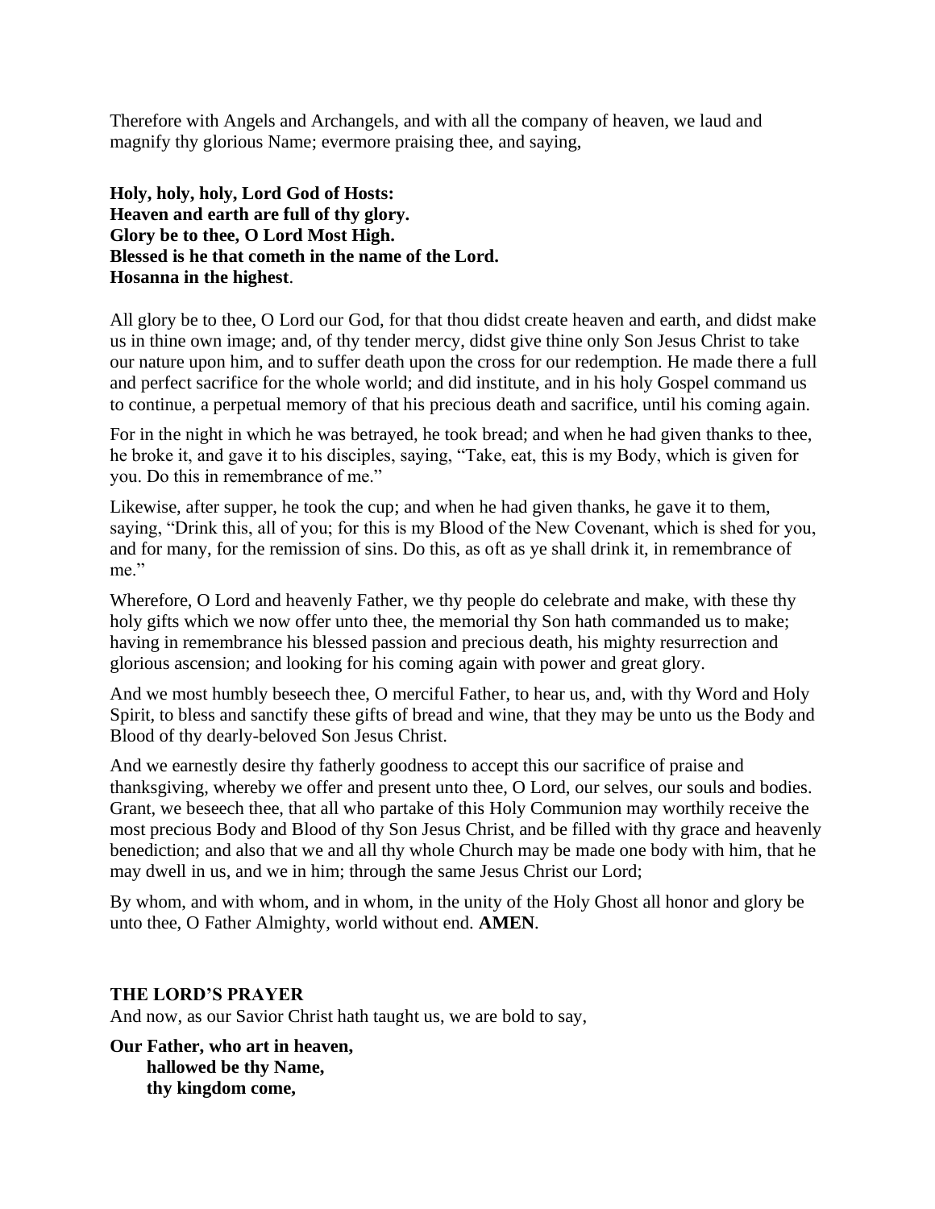Therefore with Angels and Archangels, and with all the company of heaven, we laud and magnify thy glorious Name; evermore praising thee, and saying,

**Holy, holy, holy, Lord God of Hosts:**
**Heaven and earth are full of thy glory.**
**Glory be to thee, O Lord Most High.**
**Blessed is he that cometh in the name of the Lord.**
**Hosanna in the highest**.

All glory be to thee, O Lord our God, for that thou didst create heaven and earth, and didst make us in thine own image; and, of thy tender mercy, didst give thine only Son Jesus Christ to take our nature upon him, and to suffer death upon the cross for our redemption. He made there a full and perfect sacrifice for the whole world; and did institute, and in his holy Gospel command us to continue, a perpetual memory of that his precious death and sacrifice, until his coming again.

For in the night in which he was betrayed, he took bread; and when he had given thanks to thee, he broke it, and gave it to his disciples, saying, "Take, eat, this is my Body, which is given for you. Do this in remembrance of me."

Likewise, after supper, he took the cup; and when he had given thanks, he gave it to them, saying, "Drink this, all of you; for this is my Blood of the New Covenant, which is shed for you, and for many, for the remission of sins. Do this, as oft as ye shall drink it, in remembrance of me."

Wherefore, O Lord and heavenly Father, we thy people do celebrate and make, with these thy holy gifts which we now offer unto thee, the memorial thy Son hath commanded us to make; having in remembrance his blessed passion and precious death, his mighty resurrection and glorious ascension; and looking for his coming again with power and great glory.

And we most humbly beseech thee, O merciful Father, to hear us, and, with thy Word and Holy Spirit, to bless and sanctify these gifts of bread and wine, that they may be unto us the Body and Blood of thy dearly-beloved Son Jesus Christ.

And we earnestly desire thy fatherly goodness to accept this our sacrifice of praise and thanksgiving, whereby we offer and present unto thee, O Lord, our selves, our souls and bodies. Grant, we beseech thee, that all who partake of this Holy Communion may worthily receive the most precious Body and Blood of thy Son Jesus Christ, and be filled with thy grace and heavenly benediction; and also that we and all thy whole Church may be made one body with him, that he may dwell in us, and we in him; through the same Jesus Christ our Lord;

By whom, and with whom, and in whom, in the unity of the Holy Ghost all honor and glory be unto thee, O Father Almighty, world without end. **AMEN**.

**THE LORD'S PRAYER**

And now, as our Savior Christ hath taught us, we are bold to say,

**Our Father, who art in heaven,**
**hallowed be thy Name,**
**thy kingdom come,**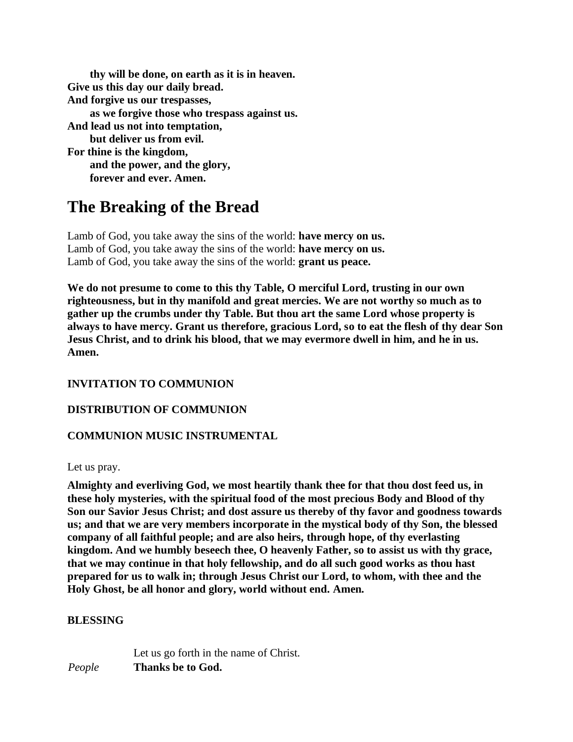**thy will be done, on earth as it is in heaven.**
**Give us this day our daily bread.**
**And forgive us our trespasses,**
**as we forgive those who trespass against us.**
**And lead us not into temptation,**
**but deliver us from evil.**
**For thine is the kingdom,**
**and the power, and the glory,**
**forever and ever. Amen.**

# The Breaking of the Bread

Lamb of God, you take away the sins of the world: **have mercy on us.**
Lamb of God, you take away the sins of the world: **have mercy on us.**
Lamb of God, you take away the sins of the world: **grant us peace.**

**We do not presume to come to this thy Table, O merciful Lord, trusting in our own righteousness, but in thy manifold and great mercies. We are not worthy so much as to gather up the crumbs under thy Table. But thou art the same Lord whose property is always to have mercy. Grant us therefore, gracious Lord, so to eat the flesh of thy dear Son Jesus Christ, and to drink his blood, that we may evermore dwell in him, and he in us. Amen.**

**INVITATION TO COMMUNION**

**DISTRIBUTION OF COMMUNION**

**COMMUNION MUSIC INSTRUMENTAL**

Let us pray.

**Almighty and everliving God, we most heartily thank thee for that thou dost feed us, in these holy mysteries, with the spiritual food of the most precious Body and Blood of thy Son our Savior Jesus Christ; and dost assure us thereby of thy favor and goodness towards us; and that we are very members incorporate in the mystical body of thy Son, the blessed company of all faithful people; and are also heirs, through hope, of thy everlasting kingdom. And we humbly beseech thee, O heavenly Father, so to assist us with thy grace, that we may continue in that holy fellowship, and do all such good works as thou hast prepared for us to walk in; through Jesus Christ our Lord, to whom, with thee and the Holy Ghost, be all honor and glory, world without end. Amen.**

**BLESSING**

Let us go forth in the name of Christ.
*People* **Thanks be to God.**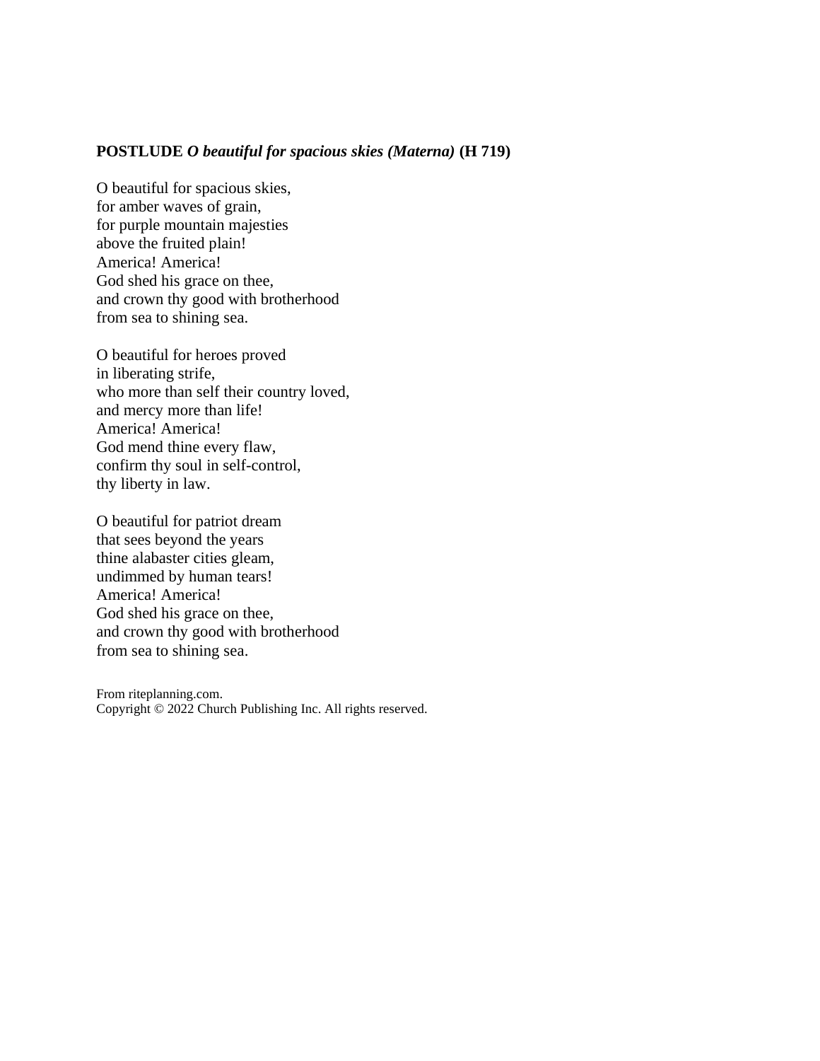**POSTLUDE** ***O beautiful for spacious skies (Materna)*** **(H 719)**

O beautiful for spacious skies,  
for amber waves of grain,  
for purple mountain majesties  
above the fruited plain!  
America! America!  
God shed his grace on thee,  
and crown thy good with brotherhood  
from sea to shining sea.

O beautiful for heroes proved  
in liberating strife,  
who more than self their country loved,  
and mercy more than life!  
America! America!  
God mend thine every flaw,  
confirm thy soul in self-control,  
thy liberty in law.

O beautiful for patriot dream  
that sees beyond the years  
thine alabaster cities gleam,  
undimmed by human tears!  
America! America!  
God shed his grace on thee,  
and crown thy good with brotherhood  
from sea to shining sea.

From riteplanning.com.  
Copyright © 2022 Church Publishing Inc. All rights reserved.